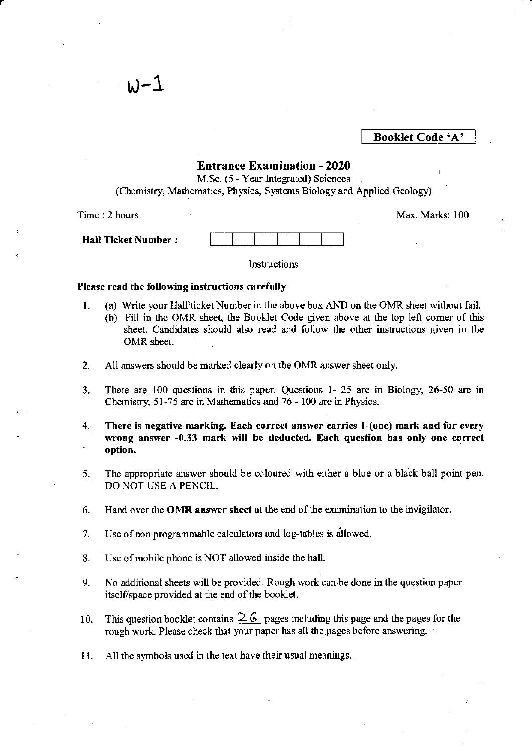W-1

**Booklet Code 'A'**

## Entrance Examination - 2020

M.Sc. (5 - Year Integrated) Sciences
(Chemistry, Mathematics, Physics, Systems Biology and Applied Geology)

Time : 2 hours

Max. Marks: 100

**Hall Ticket Number :** | | | | | | | |

Instructions

**Please read the following instructions carefully**

1. (a) Write your Hall ticket Number in the above box AND on the OMR sheet without fail.
   (b) Fill in the OMR sheet, the Booklet Code given above at the top left corner of this sheet. Candidates should also read and follow the other instructions given in the OMR sheet.
2. All answers should be marked clearly on the OMR answer sheet only.
3. There are 100 questions in this paper. Questions 1- 25 are in Biology, 26-50 are in Chemistry, 51-75 are in Mathematics and 76 - 100 are in Physics.
4. **There is negative marking. Each correct answer carries 1 (one) mark and for every wrong answer -0.33 mark will be deducted. Each question has only one correct option.**
5. The appropriate answer should be coloured with either a blue or a black ball point pen. DO NOT USE A PENCIL.
6. Hand over the **OMR answer sheet** at the end of the examination to the invigilator.
7. Use of non programmable calculators and log-tables is allowed.
8. Use of mobile phone is NOT allowed inside the hall.
9. No additional sheets will be provided. Rough work can be done in the question paper itself/space provided at the end of the booklet.
10. This question booklet contains 26 pages including this page and the pages for the rough work. Please check that your paper has all the pages before answering.
11. All the symbols used in the text have their usual meanings.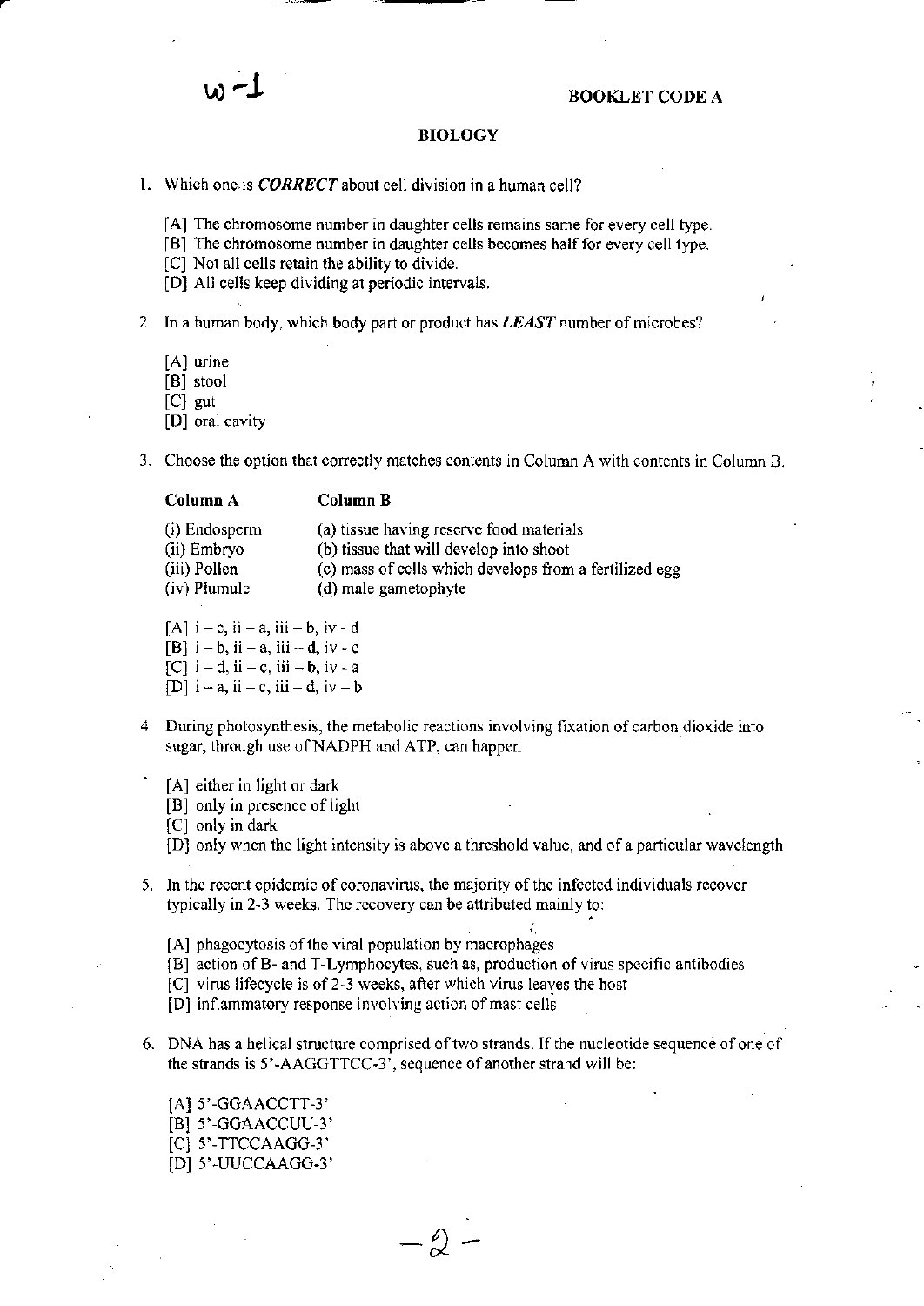W-1

**BOOKLET CODE A**

# BIOLOGY

1. Which one is ***CORRECT*** about cell division in a human cell?

   [A] The chromosome number in daughter cells remains same for every cell type.
   [B] The chromosome number in daughter cells becomes half for every cell type.
   [C] Not all cells retain the ability to divide.
   [D] All cells keep dividing at periodic intervals.

2. In a human body, which body part or product has ***LEAST*** number of microbes?

   [A] urine
   [B] stool
   [C] gut
   [D] oral cavity

3. Choose the option that correctly matches contents in Column A with contents in Column B.

| Column A | Column B |
|---|---|
| (i) Endosperm | (a) tissue having reserve food materials |
| (ii) Embryo | (b) tissue that will develop into shoot |
| (iii) Pollen | (c) mass of cells which develops from a fertilized egg |
| (iv) Plumule | (d) male gametophyte |

   [A] i – c, ii – a, iii – b, iv - d
   [B] i – b, ii – a, iii – d, iv - c
   [C] i – d, ii – c, iii – b, iv - a
   [D] i – a, ii – c, iii – d, iv – b

4. During photosynthesis, the metabolic reactions involving fixation of carbon dioxide into sugar, through use of NADPH and ATP, can happen

   [A] either in light or dark
   [B] only in presence of light
   [C] only in dark
   [D] only when the light intensity is above a threshold value, and of a particular wavelength

5. In the recent epidemic of coronavirus, the majority of the infected individuals recover typically in 2-3 weeks. The recovery can be attributed mainly to:

   [A] phagocytosis of the viral population by macrophages
   [B] action of B- and T-Lymphocytes, such as, production of virus specific antibodies
   [C] virus lifecycle is of 2-3 weeks, after which virus leaves the host
   [D] inflammatory response involving action of mast cells

6. DNA has a helical structure comprised of two strands. If the nucleotide sequence of one of the strands is 5'-AAGGTTCC-3', sequence of another strand will be:

   [A] 5'-GGAACCTT-3'
   [B] 5'-GGAACCUU-3'
   [C] 5'-TTCCAAGG-3'
   [D] 5'-UUCCAAGG-3'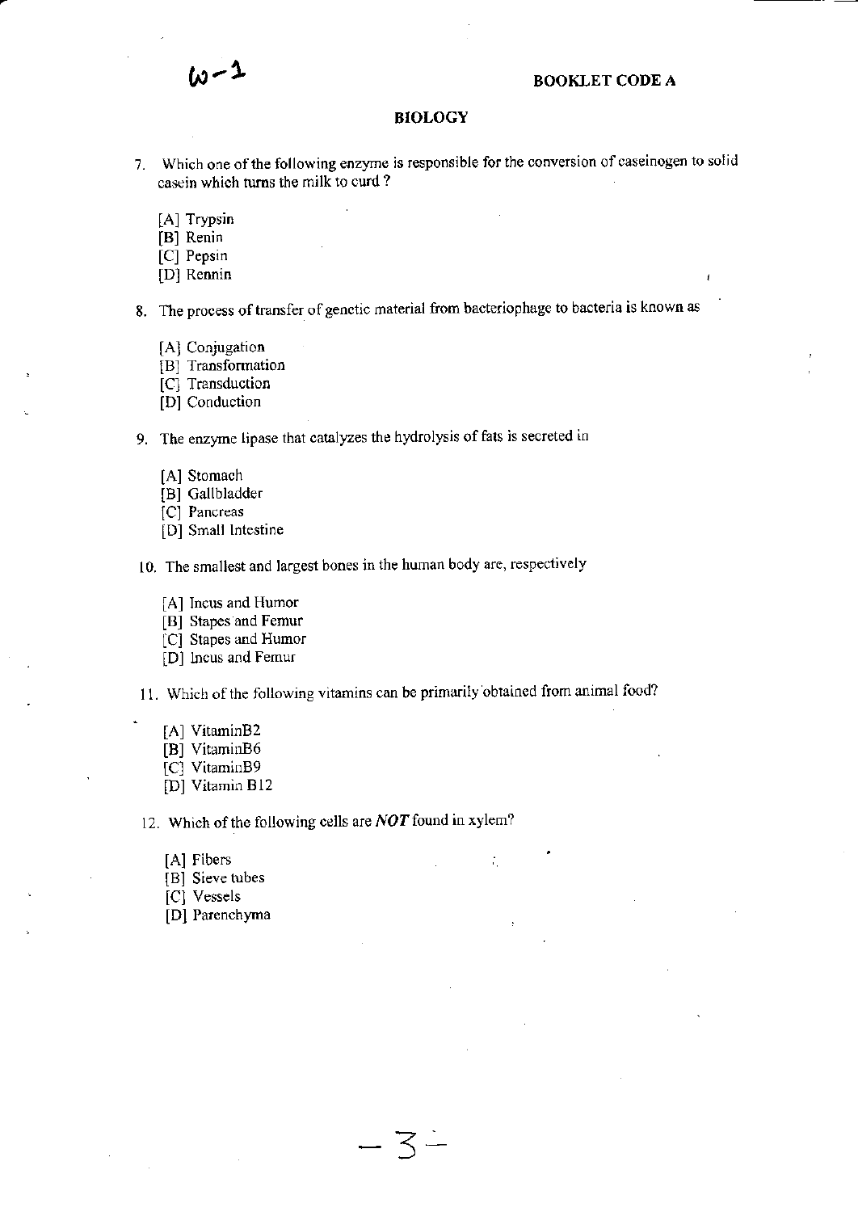W-1

BOOKLET CODE A

## BIOLOGY

7. Which one of the following enzyme is responsible for the conversion of caseinogen to solid casein which turns the milk to curd ?

   [A] Trypsin
   [B] Renin
   [C] Pepsin
   [D] Rennin

8. The process of transfer of genetic material from bacteriophage to bacteria is known as

   [A] Conjugation
   [B] Transformation
   [C] Transduction
   [D] Conduction

9. The enzyme lipase that catalyzes the hydrolysis of fats is secreted in

   [A] Stomach
   [B] Gallbladder
   [C] Pancreas
   [D] Small Intestine

10. The smallest and largest bones in the human body are, respectively

   [A] Incus and Humor
   [B] Stapes and Femur
   [C] Stapes and Humor
   [D] Incus and Femur

11. Which of the following vitamins can be primarily obtained from animal food?

   [A] VitaminB2
   [B] VitaminB6
   [C] VitaminB9
   [D] Vitamin B12

12. Which of the following cells are ***NOT*** found in xylem?

   [A] Fibers
   [B] Sieve tubes
   [C] Vessels
   [D] Parenchyma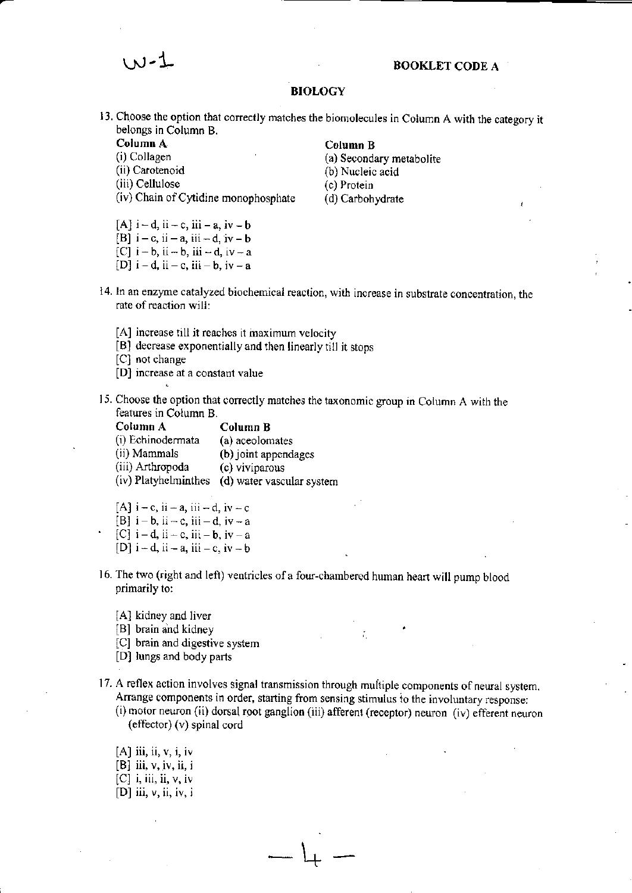W-1

**BOOKLET CODE A**

## BIOLOGY

13. Choose the option that correctly matches the biomolecules in Column A with the category it belongs in Column B.

| Column A | Column B |
|---|---|
| (i) Collagen | (a) Secondary metabolite |
| (ii) Carotenoid | (b) Nucleic acid |
| (iii) Cellulose | (c) Protein |
| (iv) Chain of Cytidine monophosphate | (d) Carbohydrate |

[A] i – d, ii – c, iii – a, iv – b
[B] i – c, ii – a, iii – d, iv – b
[C] i – b, ii – b, iii – d, iv – a
[D] i – d, ii – c, iii – b, iv – a

14. In an enzyme catalyzed biochemical reaction, with increase in substrate concentration, the rate of reaction will:

[A] increase till it reaches it maximum velocity
[B] decrease exponentially and then linearly till it stops
[C] not change
[D] increase at a constant value

15. Choose the option that correctly matches the taxonomic group in Column A with the features in Column B.

| Column A | Column B |
|---|---|
| (i) Echinodermata | (a) aceolomates |
| (ii) Mammals | (b) joint appendages |
| (iii) Arthropoda | (c) viviparous |
| (iv) Platyhelminthes | (d) water vascular system |

[A] i – c, ii – a, iii – d, iv – c
[B] i – b, ii – c, iii – d, iv – a
[C] i – d, ii – c, iii – b, iv – a
[D] i – d, ii – a, iii – c, iv – b

16. The two (right and left) ventricles of a four-chambered human heart will pump blood primarily to:

[A] kidney and liver
[B] brain and kidney
[C] brain and digestive system
[D] lungs and body parts

17. A reflex action involves signal transmission through multiple components of neural system. Arrange components in order, starting from sensing stimulus to the involuntary response:
(i) motor neuron (ii) dorsal root ganglion (iii) afferent (receptor) neuron (iv) efferent neuron (effector) (v) spinal cord

[A] iii, ii, v, i, iv
[B] iii, v, iv, ii, i
[C] i, iii, ii, v, iv
[D] iii, v, ii, iv, i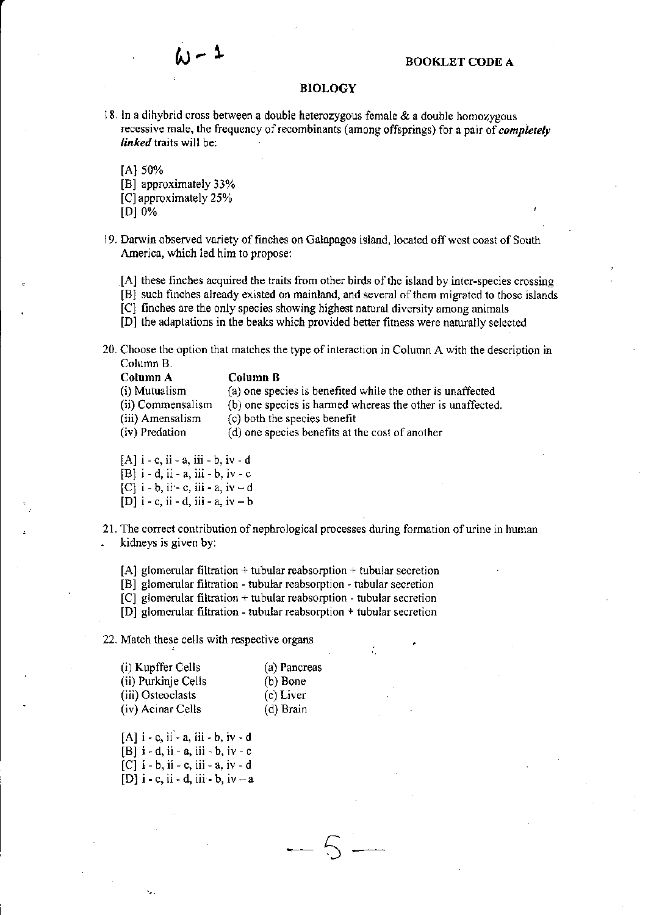BOOKLET CODE A

## BIOLOGY

18. In a dihybrid cross between a double heterozygous female & a double homozygous recessive male, the frequency of recombinants (among offsprings) for a pair of ***completely linked*** traits will be:

    [A] 50%
    [B] approximately 33%
    [C] approximately 25%
    [D] 0%

19. Darwin observed variety of finches on Galapagos island, located off west coast of South America, which led him to propose:

    [A] these finches acquired the traits from other birds of the island by inter-species crossing
    [B] such finches already existed on mainland, and several of them migrated to those islands
    [C] finches are the only species showing highest natural diversity among animals
    [D] the adaptations in the beaks which provided better fitness were naturally selected

20. Choose the option that matches the type of interaction in Column A with the description in Column B.

| Column A | Column B |
| --- | --- |
| (i) Mutualism | (a) one species is benefited while the other is unaffected |
| (ii) Commensalism | (b) one species is harmed whereas the other is unaffected. |
| (iii) Amensalism | (c) both the species benefit |
| (iv) Predation | (d) one species benefits at the cost of another |

    [A] i - c, ii - a, iii - b, iv - d
    [B] i - d, ii - a, iii - b, iv - c
    [C] i - b, ii - c, iii - a, iv – d
    [D] i - c, ii - d, iii - a, iv – b

21. The correct contribution of nephrological processes during formation of urine in human kidneys is given by:

    [A] glomerular filtration + tubular reabsorption + tubular secretion
    [B] glomerular filtration - tubular reabsorption - tubular secretion
    [C] glomerular filtration + tubular reabsorption - tubular secretion
    [D] glomerular filtration - tubular reabsorption + tubular secretion

22. Match these cells with respective organs

| | |
| --- | --- |
| (i) Kupffer Cells | (a) Pancreas |
| (ii) Purkinje Cells | (b) Bone |
| (iii) Osteoclasts | (c) Liver |
| (iv) Acinar Cells | (d) Brain |

    [A] i - c, ii - a, iii - b, iv - d
    [B] i - d, ii - a, iii - b, iv - c
    [C] i - b, ii - c, iii - a, iv - d
    [D] i - c, ii - d, iii - b, iv – a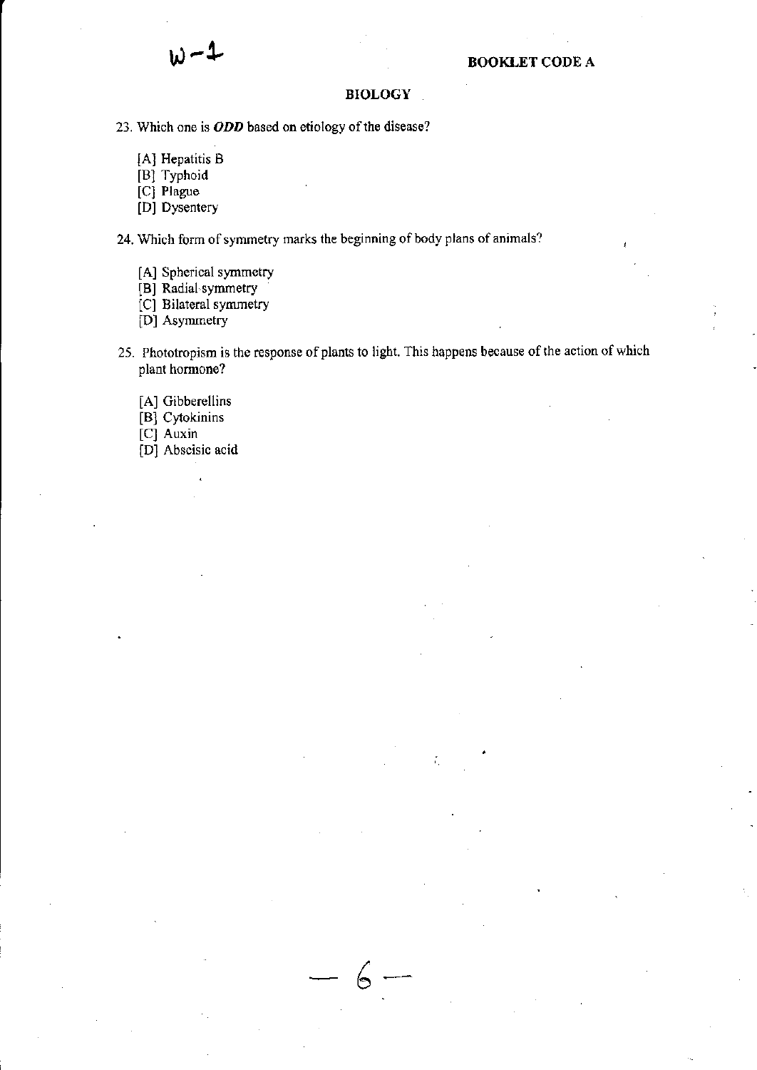## BIOLOGY

23. Which one is ***ODD*** based on etiology of the disease?

   [A] Hepatitis B
   [B] Typhoid
   [C] Plague
   [D] Dysentery

24. Which form of symmetry marks the beginning of body plans of animals?

   [A] Spherical symmetry
   [B] Radial symmetry
   [C] Bilateral symmetry
   [D] Asymmetry

25. Phototropism is the response of plants to light. This happens because of the action of which plant hormone?

   [A] Gibberellins
   [B] Cytokinins
   [C] Auxin
   [D] Abscisic acid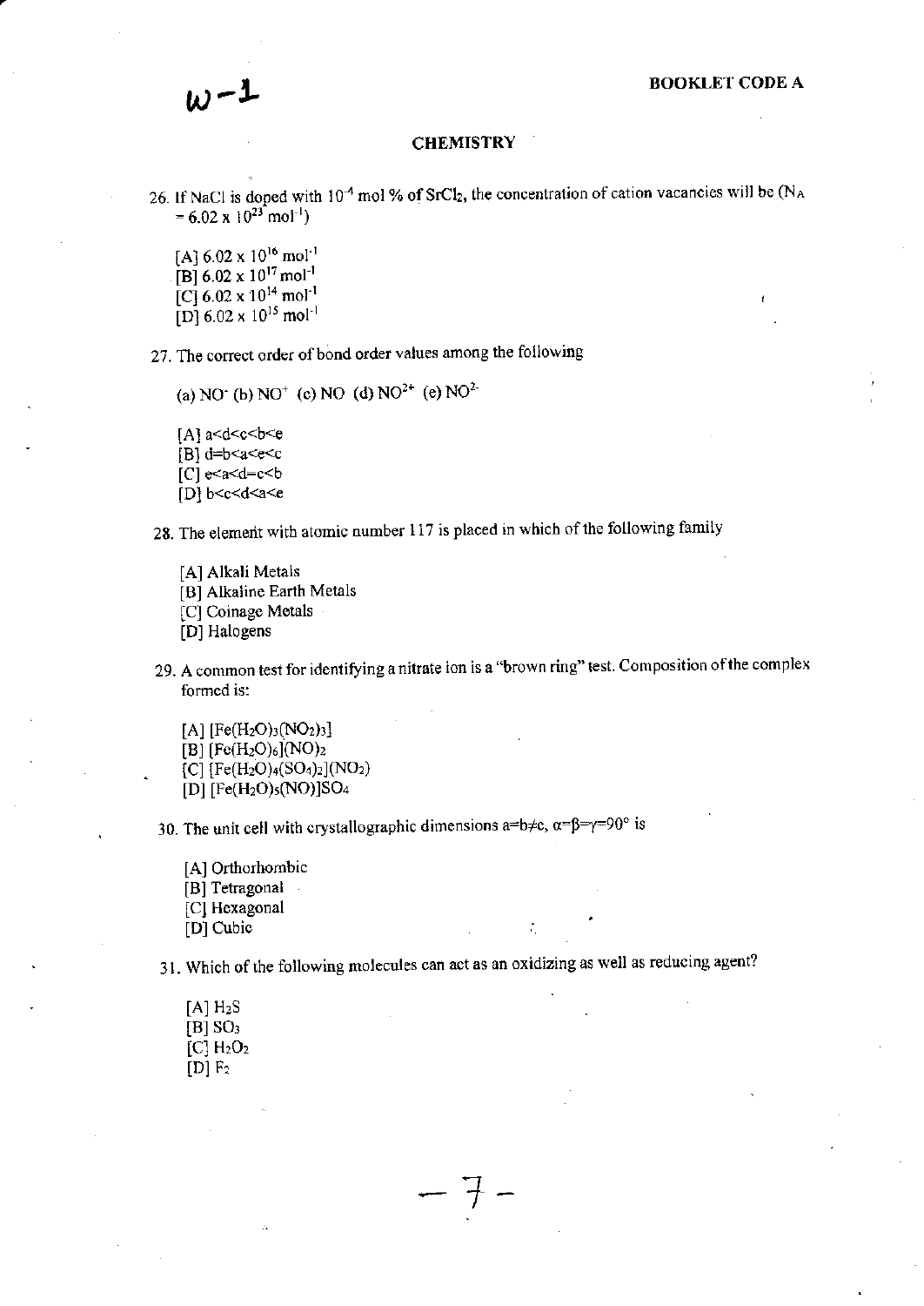w-1

**BOOKLET CODE A**

## CHEMISTRY

26. If NaCl is doped with $10^{-4}$ mol % of $SrCl_2$, the concentration of cation vacancies will be ($N_A = 6.02 \times 10^{23}$ $mol^{-1}$)

    [A] $6.02 \times 10^{16}$ $mol^{-1}$
    [B] $6.02 \times 10^{17}$ $mol^{-1}$
    [C] $6.02 \times 10^{14}$ $mol^{-1}$
    [D] $6.02 \times 10^{15}$ $mol^{-1}$

27. The correct order of bond order values among the following

    (a) $NO^-$ (b) $NO^+$ (c) NO (d) $NO^{2+}$ (e) $NO^{2-}$

    [A] a<d<c<b<e
    [B] d=b<a<e<c
    [C] e<a<d=c<b
    [D] b<c<d<a<e

28. The element with atomic number 117 is placed in which of the following family

    [A] Alkali Metals
    [B] Alkaline Earth Metals
    [C] Coinage Metals
    [D] Halogens

29. A common test for identifying a nitrate ion is a "brown ring" test. Composition of the complex formed is:

    [A] $[Fe(H_2O)_3(NO_2)_3]$
    [B] $[Fe(H_2O)_6](NO)_2$
    [C] $[Fe(H_2O)_4(SO_4)_2](NO_2)$
    [D] $[Fe(H_2O)_5(NO)]SO_4$

30. The unit cell with crystallographic dimensions $a=b\neq c$, $\alpha=\beta=\gamma=90°$ is

    [A] Orthorhombic
    [B] Tetragonal
    [C] Hexagonal
    [D] Cubic

31. Which of the following molecules can act as an oxidizing as well as reducing agent?

    [A] $H_2S$
    [B] $SO_3$
    [C] $H_2O_2$
    [D] $F_2$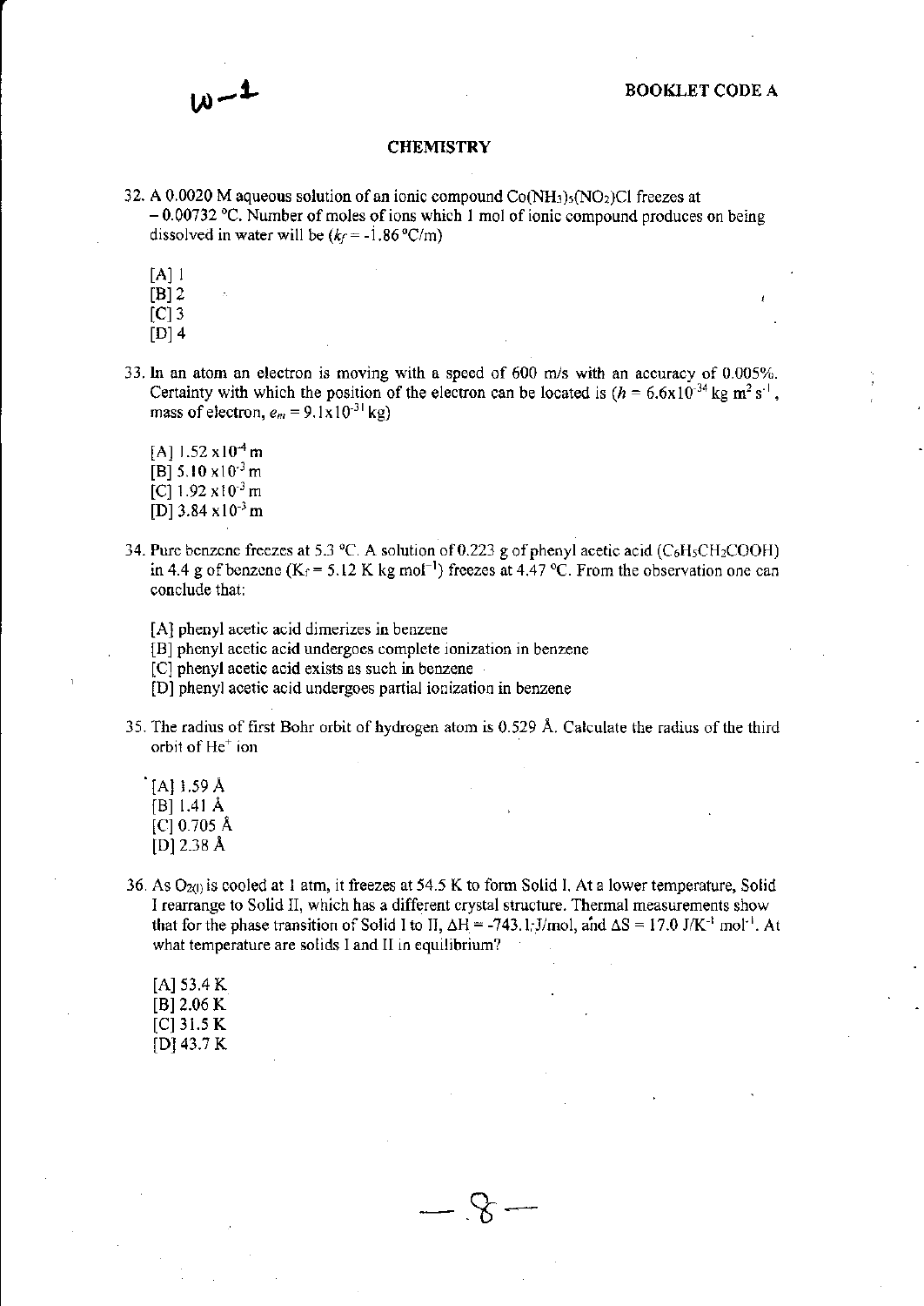W-1

**BOOKLET CODE A**

## CHEMISTRY

32. A 0.0020 M aqueous solution of an ionic compound $Co(NH_3)_5(NO_2)Cl$ freezes at $-0.00732$ °C. Number of moles of ions which 1 mol of ionic compound produces on being dissolved in water will be ($k_f = -1.86$ °C/m)

 [A] 1
 [B] 2
 [C] 3
 [D] 4

33. In an atom an electron is moving with a speed of 600 m/s with an accuracy of 0.005%. Certainty with which the position of the electron can be located is ($h = 6.6 \times 10^{-34}$ kg m$^2$ s$^{-1}$, mass of electron, $e_m = 9.1 \times 10^{-31}$ kg)

 [A] $1.52 \times 10^{-4}$ m
 [B] $5.10 \times 10^{-3}$ m
 [C] $1.92 \times 10^{-3}$ m
 [D] $3.84 \times 10^{-3}$ m

34. Pure benzene freezes at 5.3 °C. A solution of 0.223 g of phenyl acetic acid ($C_6H_5CH_2COOH$) in 4.4 g of benzene ($K_f = 5.12$ K kg mol$^{-1}$) freezes at 4.47 °C. From the observation one can conclude that:

 [A] phenyl acetic acid dimerizes in benzene
 [B] phenyl acetic acid undergoes complete ionization in benzene
 [C] phenyl acetic acid exists as such in benzene
 [D] phenyl acetic acid undergoes partial ionization in benzene

35. The radius of first Bohr orbit of hydrogen atom is 0.529 Å. Calculate the radius of the third orbit of $He^+$ ion

 [A] 1.59 Å
 [B] 1.41 Å
 [C] 0.705 Å
 [D] 2.38 Å

36. As $O_{2(l)}$ is cooled at 1 atm, it freezes at 54.5 K to form Solid I. At a lower temperature, Solid I rearrange to Solid II, which has a different crystal structure. Thermal measurements show that for the phase transition of Solid I to II, $\Delta H = -743.1$ J/mol, and $\Delta S = 17.0$ J/K$^{-1}$ mol$^{-1}$. At what temperature are solids I and II in equilibrium?

 [A] 53.4 K
 [B] 2.06 K
 [C] 31.5 K
 [D] 43.7 K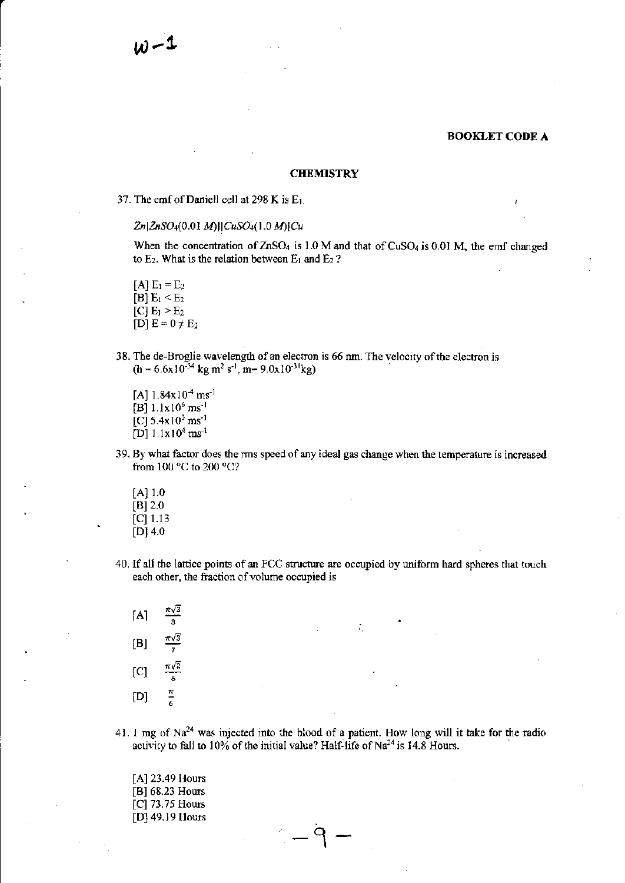w-1

**BOOKLET CODE A**

## CHEMISTRY

37. The emf of Daniell cell at 298 K is $E_1$.

    $Zn|ZnSO_4(0.01\ M)||CuSO_4(1.0\ M)|Cu$

    When the concentration of $ZnSO_4$ is 1.0 M and that of $CuSO_4$ is 0.01 M, the emf changed to $E_2$. What is the relation between $E_1$ and $E_2$ ?

    [A] $E_1 = E_2$
    [B] $E_1 < E_2$
    [C] $E_1 > E_2$
    [D] $E = 0 \neq E_2$

38. The de-Broglie wavelength of an electron is 66 nm. The velocity of the electron is ($h = 6.6 \times 10^{-34}$ kg m$^2$ s$^{-1}$, m= $9.0 \times 10^{-31}$kg)

    [A] $1.84 \times 10^{-4}$ ms$^{-1}$
    [B] $1.1 \times 10^{6}$ ms$^{-1}$
    [C] $5.4 \times 10^{3}$ ms$^{-1}$
    [D] $1.1 \times 10^{4}$ ms$^{-1}$

39. By what factor does the rms speed of any ideal gas change when the temperature is increased from 100 °C to 200 °C?

    [A] 1.0
    [B] 2.0
    [C] 1.13
    [D] 4.0

40. If all the lattice points of an FCC structure are occupied by uniform hard spheres that touch each other, the fraction of volume occupied is

    [A] $\frac{\pi\sqrt{3}}{8}$

    [B] $\frac{\pi\sqrt{3}}{7}$

    [C] $\frac{\pi\sqrt{2}}{6}$

    [D] $\frac{\pi}{6}$

41. 1 mg of $Na^{24}$ was injected into the blood of a patient. How long will it take for the radio activity to fall to 10% of the initial value? Half-life of $Na^{24}$ is 14.8 Hours.

    [A] 23.49 Hours
    [B] 68.23 Hours
    [C] 73.75 Hours
    [D] 49.19 Hours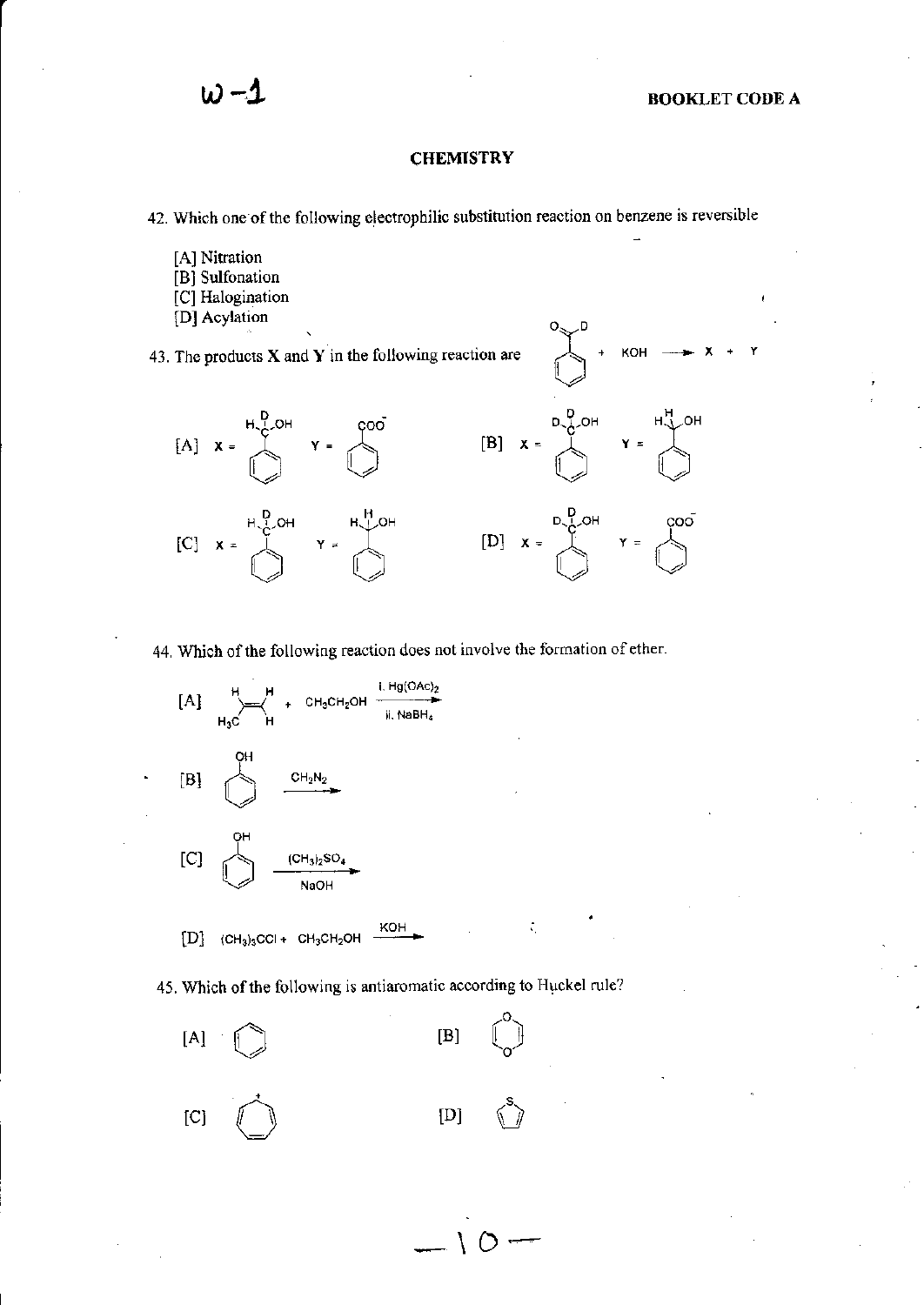## CHEMISTRY

42. Which one of the following electrophilic substitution reaction on benzene is reversible

[A] Nitration
[B] Sulfonation
[C] Halogination
[D] Acylation

43. The products **X** and **Y** in the following reaction are $C_6H_5CDO$ + KOH ⟶ X + Y

[A] X = $C_6H_5CHD(OH)$  Y = $C_6H_5COO^-$  [B] X = $C_6H_5CD_2(OH)$  Y = $C_6H_5CH_2(OH)$

[C] X = $C_6H_5CHD(OH)$  Y = $C_6H_5CH_2(OH)$  [D] X = $C_6H_5CD_2(OH)$  Y = $C_6H_5COO^-$

44. Which of the following reaction does not involve the formation of ether.

[A] $H_3C-CH=CH_2$ + $CH_3CH_2OH$ $\xrightarrow[\text{ii. } NaBH_4]{\text{i. } Hg(OAc)_2}$

[B] $C_6H_5OH$ $\xrightarrow{CH_2N_2}$

[C] $C_6H_5OH$ $\xrightarrow[NaOH]{(CH_3)_2SO_4}$

[D] $(CH_3)_3CCl$ + $CH_3CH_2OH$ $\xrightarrow{KOH}$

45. Which of the following is antiaromatic according to Huckel rule?

[A] Benzene  [B] 1,4-Dioxin

[C] Cycloheptatrienyl cation  [D] Thiophene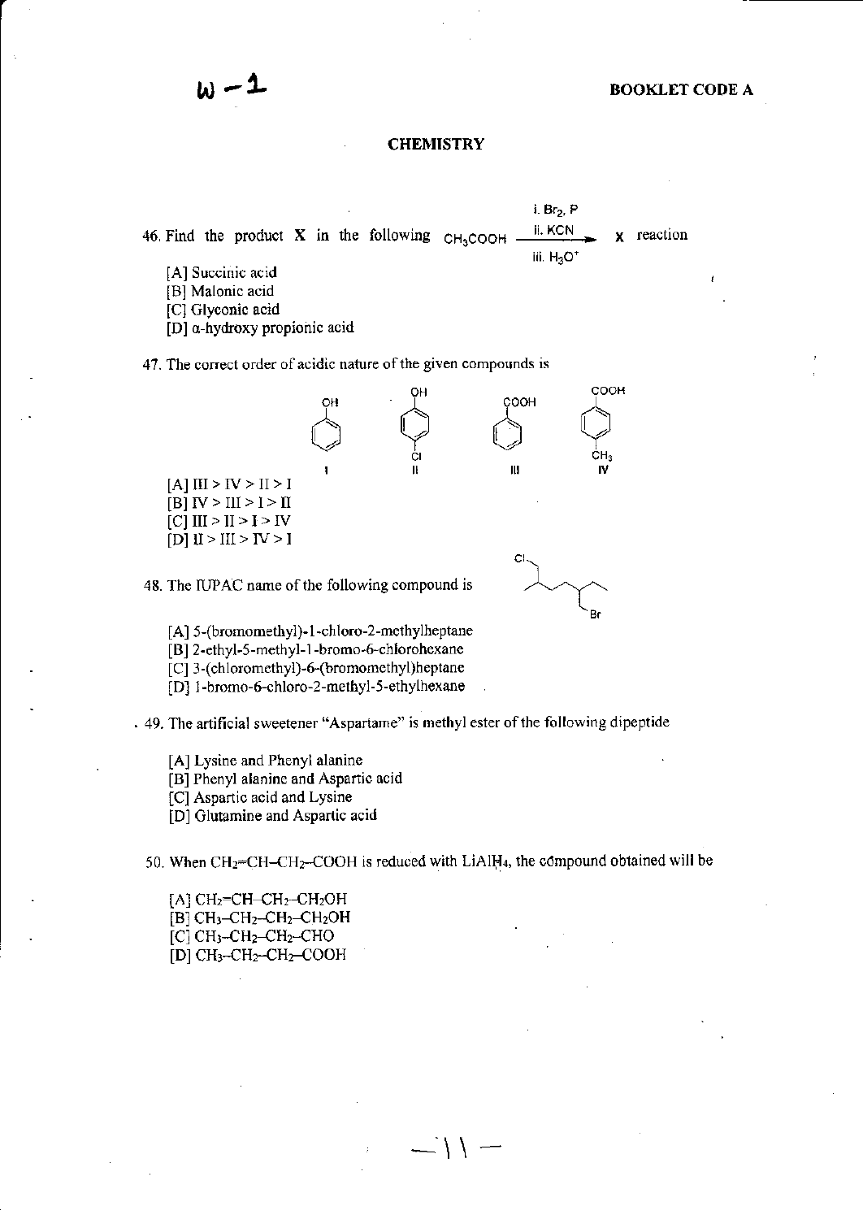W-1

**BOOKLET CODE A**

## CHEMISTRY

46. Find the product X in the following $CH_3COOH \xrightarrow[\text{iii. } H_3O^+]{\text{i. } Br_2, P \quad \text{ii. } KCN} X$ reaction

    [A] Succinic acid
    [B] Malonic acid
    [C] Glyconic acid
    [D] α-hydroxy propionic acid

47. The correct order of acidic nature of the given compounds is

    I: phenol (C₆H₅OH); II: 4-chlorophenol (OH and Cl on ring); III: benzoic acid (C₆H₅COOH); IV: 4-methylbenzoic acid (COOH and $CH_3$ on ring)

    [A] III > IV > II > I
    [B] IV > III > I > II
    [C] III > II > I > IV
    [D] II > III > IV > I

48. The IUPAC name of the following compound is

    [A] 5-(bromomethyl)-1-chloro-2-methylheptane
    [B] 2-ethyl-5-methyl-1-bromo-6-chlorohexane
    [C] 3-(chloromethyl)-6-(bromomethyl)heptane
    [D] 1-bromo-6-chloro-2-methyl-5-ethylhexane

49. The artificial sweetener "Aspartame" is methyl ester of the following dipeptide

    [A] Lysine and Phenyl alanine
    [B] Phenyl alanine and Aspartic acid
    [C] Aspartic acid and Lysine
    [D] Glutamine and Aspartic acid

50. When $CH_2{=}CH{-}CH_2{-}COOH$ is reduced with $LiAlH_4$, the compound obtained will be

    [A] $CH_2{=}CH{-}CH_2{-}CH_2OH$
    [B] $CH_3{-}CH_2{-}CH_2{-}CH_2OH$
    [C] $CH_3{-}CH_2{-}CH_2{-}CHO$
    [D] $CH_3{-}CH_2{-}CH_2{-}COOH$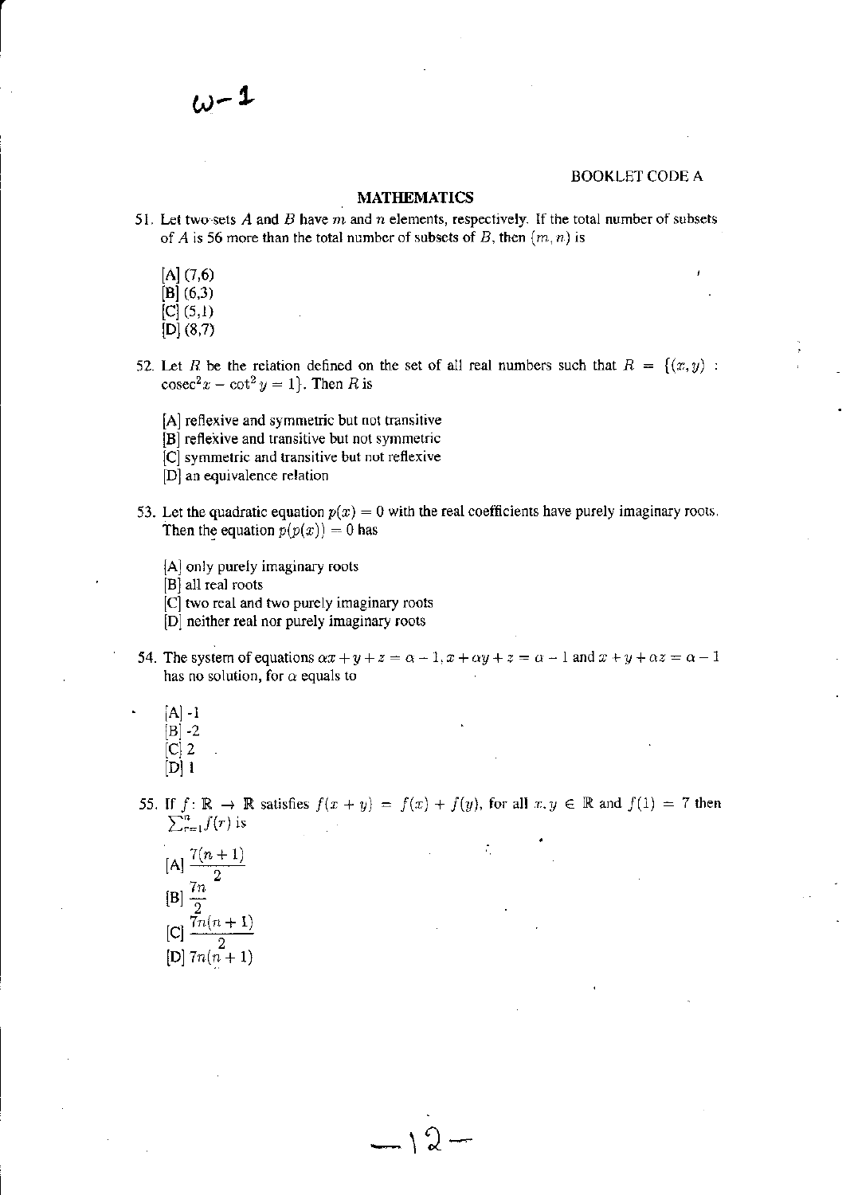ω-1

BOOKLET CODE A

## MATHEMATICS

51. Let two sets $A$ and $B$ have $m$ and $n$ elements, respectively. If the total number of subsets of $A$ is 56 more than the total number of subsets of $B$, then $(m, n)$ is

 [A] (7,6)
 [B] (6,3)
 [C] (5,1)
 [D] (8,7)

52. Let $R$ be the relation defined on the set of all real numbers such that $R = \{(x, y) : \operatorname{cosec}^2 x - \cot^2 y = 1\}$. Then $R$ is

 [A] reflexive and symmetric but not transitive
 [B] reflexive and transitive but not symmetric
 [C] symmetric and transitive but not reflexive
 [D] an equivalence relation

53. Let the quadratic equation $p(x) = 0$ with the real coefficients have purely imaginary roots. Then the equation $p(p(x)) = 0$ has

 [A] only purely imaginary roots
 [B] all real roots
 [C] two real and two purely imaginary roots
 [D] neither real nor purely imaginary roots

54. The system of equations $\alpha x + y + z = \alpha - 1$, $x + \alpha y + z = \alpha - 1$ and $x + y + \alpha z = \alpha - 1$ has no solution, for $\alpha$ equals to

 [A] -1
 [B] -2
 [C] 2
 [D] 1

55. If $f : \mathbb{R} \to \mathbb{R}$ satisfies $f(x + y) = f(x) + f(y)$, for all $x, y \in \mathbb{R}$ and $f(1) = 7$ then $\sum_{r=1}^{n} f(r)$ is

 [A] $\dfrac{7(n+1)}{2}$
 [B] $\dfrac{7n}{2}$
 [C] $\dfrac{7n(n+1)}{2}$
 [D] $7n(n+1)$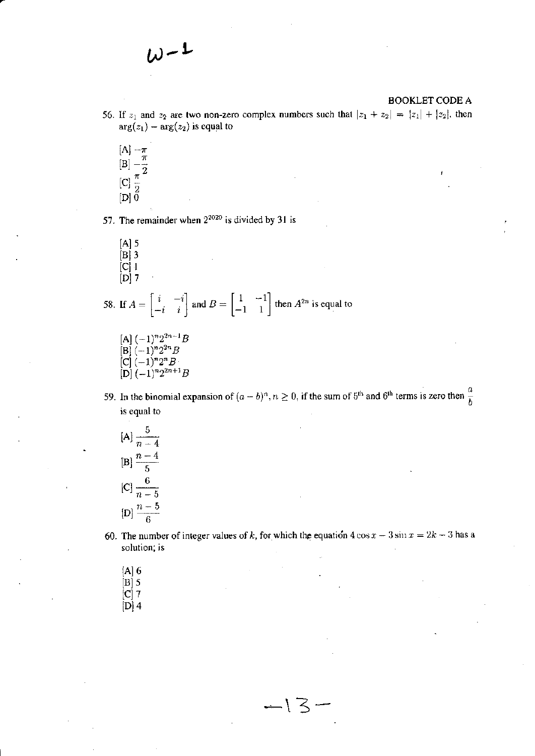W-1

BOOKLET CODE A

56. If $z_1$ and $z_2$ are two non-zero complex numbers such that $|z_1 + z_2| = |z_1| + |z_2|$, then $\arg(z_1) - \arg(z_2)$ is equal to

[A] $-\pi$
[B] $-\dfrac{\pi}{2}$
[C] $\dfrac{\pi}{2}$
[D] $0$

57. The remainder when $2^{2020}$ is divided by 31 is

[A] 5
[B] 3
[C] 1
[D] 7

58. If $A = \begin{bmatrix} i & -i \\ -i & i \end{bmatrix}$ and $B = \begin{bmatrix} 1 & -1 \\ -1 & 1 \end{bmatrix}$ then $A^{2n}$ is equal to

[A] $(-1)^n 2^{2n-1} B$
[B] $(-1)^n 2^{2n} B$
[C] $(-1)^n 2^n B$
[D] $(-1)^n 2^{2n+1} B$

59. In the binomial expansion of $(a-b)^n, n \geq 0$, if the sum of 5th and 6th terms is zero then $\dfrac{a}{b}$ is equal to

[A] $\dfrac{5}{n-4}$
[B] $\dfrac{n-4}{5}$
[C] $\dfrac{6}{n-5}$
[D] $\dfrac{n-5}{6}$

60. The number of integer values of $k$, for which the equation $4\cos x - 3\sin x = 2k - 3$ has a solution; is

[A] 6
[B] 5
[C] 7
[D] 4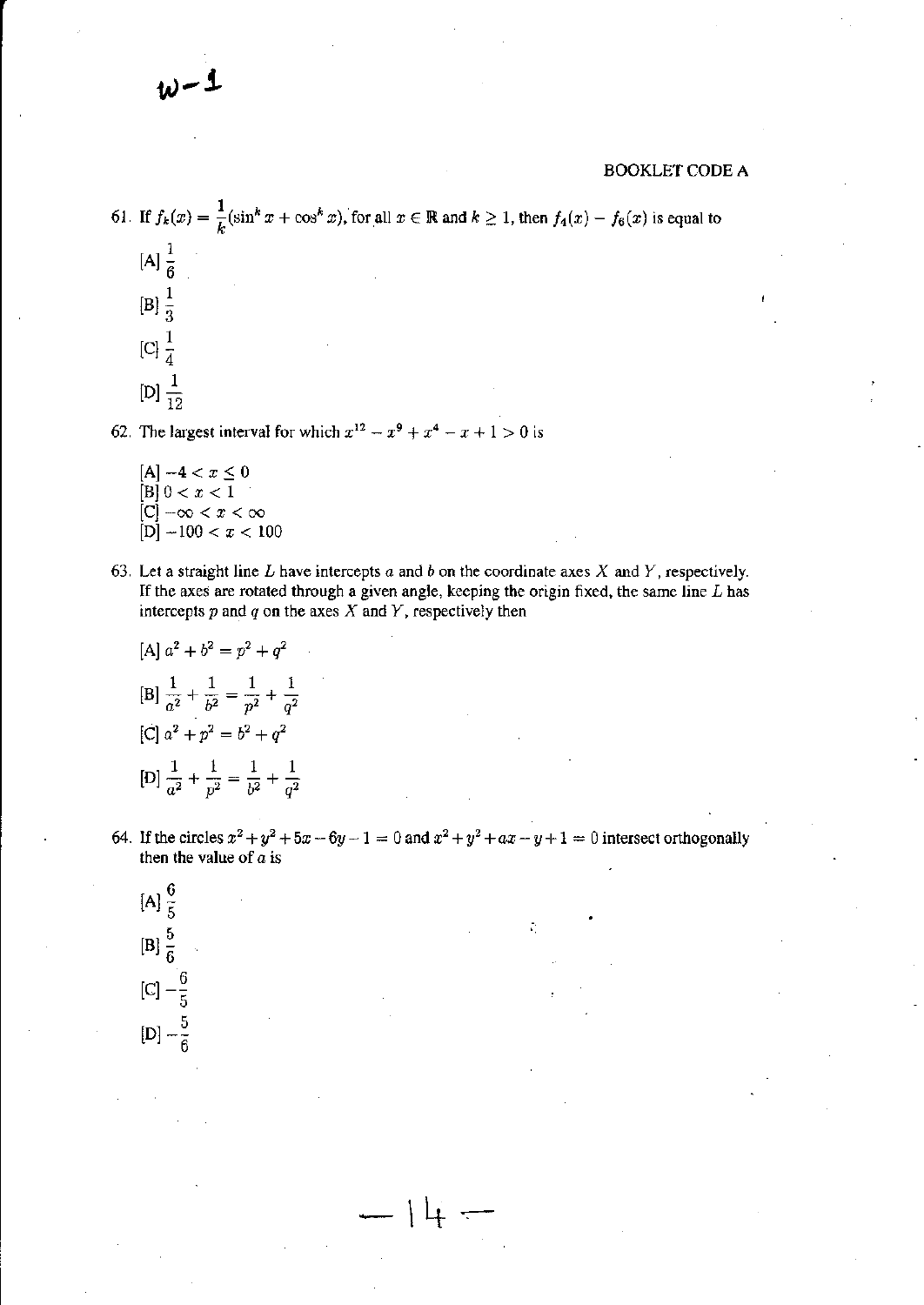w-1

BOOKLET CODE A

61. If $f_k(x) = \frac{1}{k}(\sin^k x + \cos^k x)$, for all $x \in \mathbb{R}$ and $k \geq 1$, then $f_4(x) - f_6(x)$ is equal to

[A] $\frac{1}{6}$

[B] $\frac{1}{3}$

[C] $\frac{1}{4}$

[D] $\frac{1}{12}$

62. The largest interval for which $x^{12} - x^9 + x^4 - x + 1 > 0$ is

[A] $-4 < x \leq 0$
[B] $0 < x < 1$
[C] $-\infty < x < \infty$
[D] $-100 < x < 100$

63. Let a straight line $L$ have intercepts $a$ and $b$ on the coordinate axes $X$ and $Y$, respectively. If the axes are rotated through a given angle, keeping the origin fixed, the same line $L$ has intercepts $p$ and $q$ on the axes $X$ and $Y$, respectively then

[A] $a^2 + b^2 = p^2 + q^2$

[B] $\frac{1}{a^2} + \frac{1}{b^2} = \frac{1}{p^2} + \frac{1}{q^2}$

[C] $a^2 + p^2 = b^2 + q^2$

[D] $\frac{1}{a^2} + \frac{1}{p^2} = \frac{1}{b^2} + \frac{1}{q^2}$

64. If the circles $x^2 + y^2 + 5x - 6y - 1 = 0$ and $x^2 + y^2 + ax - y + 1 = 0$ intersect orthogonally then the value of $a$ is

[A] $\frac{6}{5}$

[B] $\frac{5}{6}$

[C] $-\frac{6}{5}$

[D] $-\frac{5}{6}$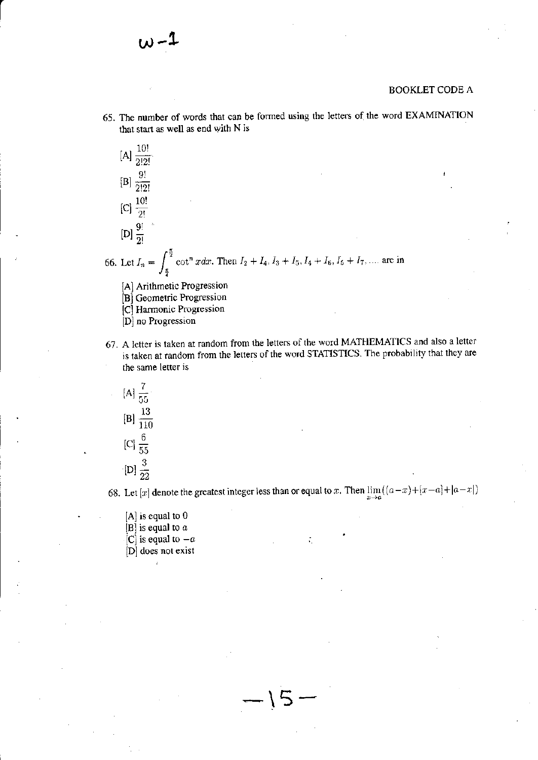w-1

BOOKLET CODE A

65. The number of words that can be formed using the letters of the word EXAMINATION that start as well as end with N is

[A] $\frac{10!}{2!2!}$

[B] $\frac{9!}{2!2!}$

[C] $\frac{10!}{2!}$

[D] $\frac{9!}{2!}$

66. Let $I_n = \int_{\frac{\pi}{4}}^{\frac{\pi}{2}} \cot^n x dx$. Then $I_2 + I_4, I_3 + I_5, I_4 + I_6, I_5 + I_7, \ldots$ are in

[A] Arithmetic Progression
[B] Geometric Progression
[C] Harmonic Progression
[D] no Progression

67. A letter is taken at random from the letters of the word MATHEMATICS and also a letter is taken at random from the letters of the word STATISTICS. The probability that they are the same letter is

[A] $\frac{7}{55}$

[B] $\frac{13}{110}$

[C] $\frac{6}{55}$

[D] $\frac{3}{22}$

68. Let $[x]$ denote the greatest integer less than or equal to $x$. Then $\lim_{x \to a}([a-x]+[x-a]+|a-x|)$

[A] is equal to 0
[B] is equal to $a$
[C] is equal to $-a$
[D] does not exist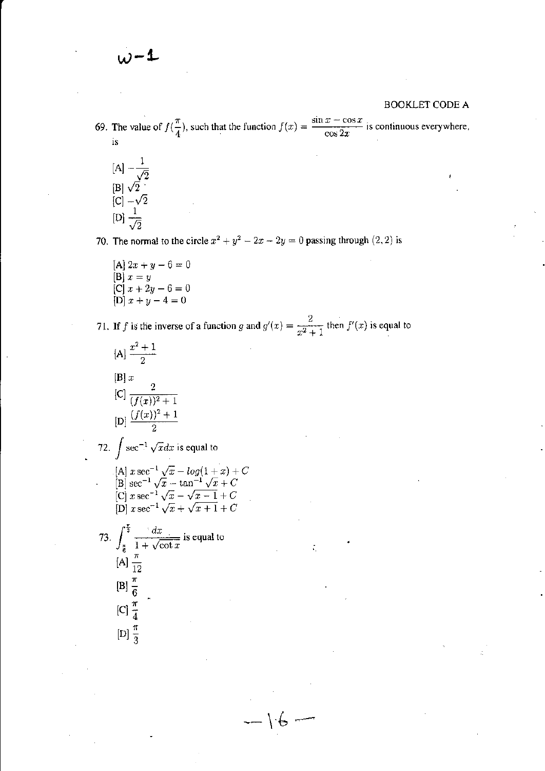W-1

BOOKLET CODE A

69. The value of $f(\frac{\pi}{4})$, such that the function $f(x) = \frac{\sin x - \cos x}{\cos 2x}$ is continuous everywhere, is

[A] $-\frac{1}{\sqrt{2}}$
[B] $\sqrt{2}$
[C] $-\sqrt{2}$
[D] $\frac{1}{\sqrt{2}}$

70. The normal to the circle $x^2 + y^2 - 2x - 2y = 0$ passing through $(2, 2)$ is

[A] $2x + y - 6 = 0$
[B] $x = y$
[C] $x + 2y - 6 = 0$
[D] $x + y - 4 = 0$

71. If $f$ is the inverse of a function $g$ and $g'(x) = \frac{2}{x^2 + 1}$ then $f'(x)$ is equal to

[A] $\frac{x^2 + 1}{2}$
[B] $x$
[C] $\frac{2}{(f(x))^2 + 1}$
[D] $\frac{(f(x))^2 + 1}{2}$

72. $\int \sec^{-1} \sqrt{x} dx$ is equal to

[A] $x \sec^{-1} \sqrt{x} - log(1 + x) + C$
[B] $\sec^{-1} \sqrt{x} - \tan^{-1} \sqrt{x} + C$
[C] $x \sec^{-1} \sqrt{x} - \sqrt{x - 1} + C$
[D] $x \sec^{-1} \sqrt{x} + \sqrt{x + 1} + C$

73. $\int_{\frac{\pi}{6}}^{\frac{\pi}{3}} \frac{dx}{1 + \sqrt{\cot x}}$ is equal to

[A] $\frac{\pi}{12}$
[B] $\frac{\pi}{6}$
[C] $\frac{\pi}{4}$
[D] $\frac{\pi}{3}$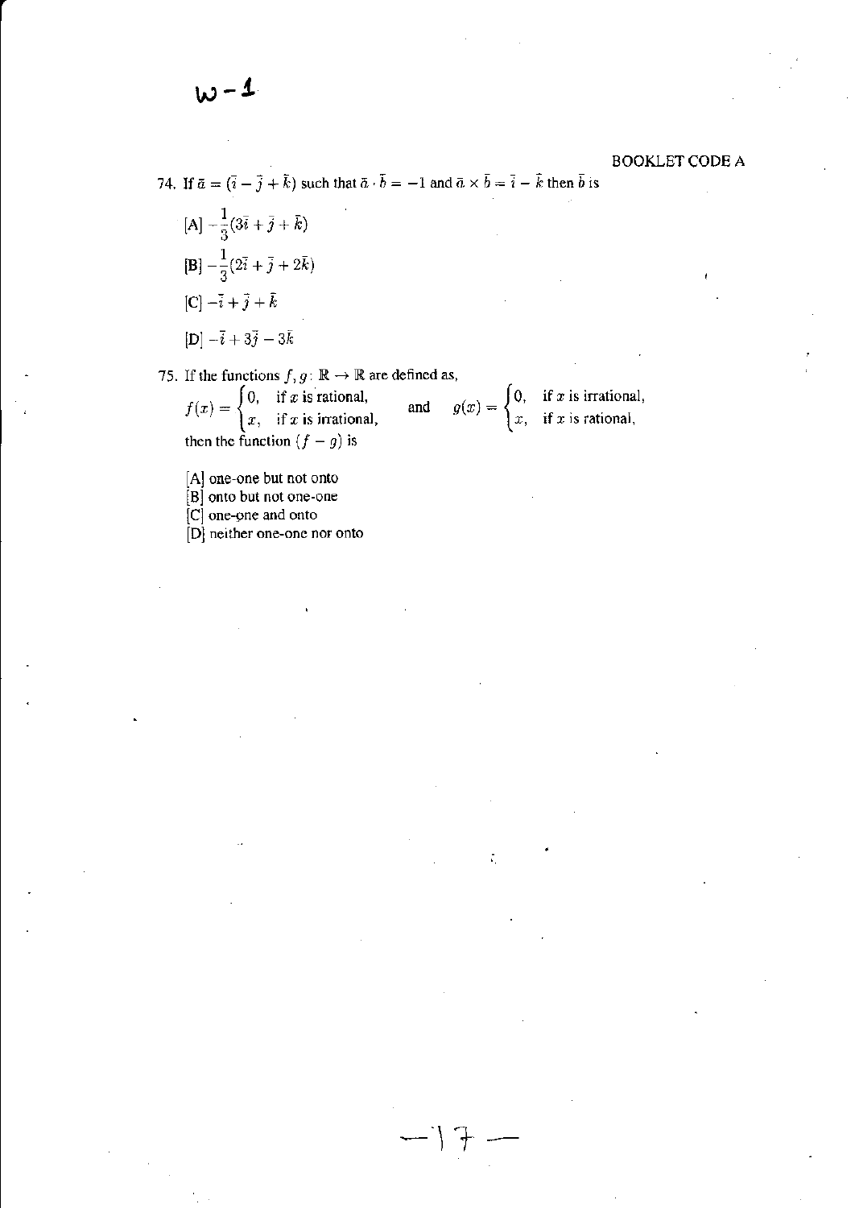w - 1

BOOKLET CODE A

74. If $\bar{a} = (\bar{i} - \bar{j} + \bar{k})$ such that $\bar{a} \cdot \bar{b} = -1$ and $\bar{a} \times \bar{b} = \bar{i} - \bar{k}$ then $\bar{b}$ is

[A] $-\dfrac{1}{3}(3\bar{i} + \bar{j} + \bar{k})$

[B] $-\dfrac{1}{3}(2\bar{i} + \bar{j} + 2\bar{k})$

[C] $-\bar{i} + \bar{j} + \bar{k}$

[D] $-\bar{i} + 3\bar{j} - 3\bar{k}$

75. If the functions $f, g : \mathbb{R} \to \mathbb{R}$ are defined as,

$$f(x) = \begin{cases} 0, & \text{if } x \text{ is rational,} \\ x, & \text{if } x \text{ is irrational,} \end{cases} \quad \text{and} \quad g(x) = \begin{cases} 0, & \text{if } x \text{ is irrational,} \\ x, & \text{if } x \text{ is rational,} \end{cases}$$

then the function $(f - g)$ is

[A] one-one but not onto
[B] onto but not one-one
[C] one-one and onto
[D] neither one-one nor onto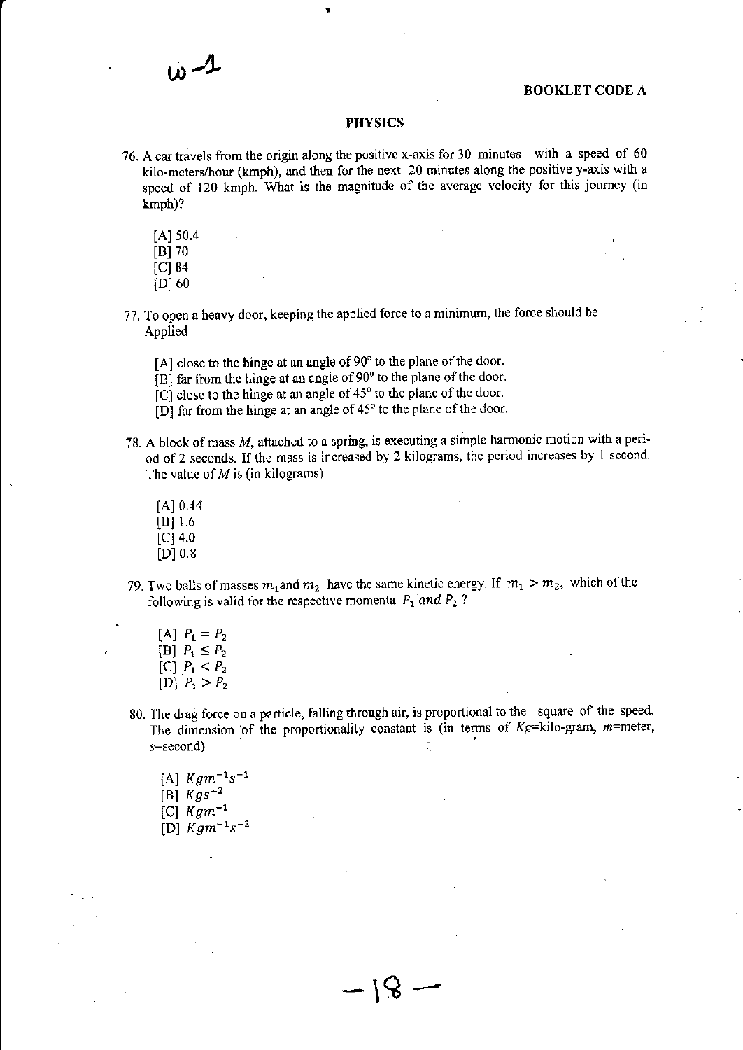w-1

**BOOKLET CODE A**

## PHYSICS

76. A car travels from the origin along the positive x-axis for 30 minutes with a speed of 60 kilo-meters/hour (kmph), and then for the next 20 minutes along the positive y-axis with a speed of 120 kmph. What is the magnitude of the average velocity for this journey (in kmph)?

    [A] 50.4
    [B] 70
    [C] 84
    [D] 60

77. To open a heavy door, keeping the applied force to a minimum, the force should be Applied

    [A] close to the hinge at an angle of 90° to the plane of the door.
    [B] far from the hinge at an angle of 90° to the plane of the door.
    [C] close to the hinge at an angle of 45° to the plane of the door.
    [D] far from the hinge at an angle of 45° to the plane of the door.

78. A block of mass $M$, attached to a spring, is executing a simple harmonic motion with a period of 2 seconds. If the mass is increased by 2 kilograms, the period increases by 1 second. The value of $M$ is (in kilograms)

    [A] 0.44
    [B] 1.6
    [C] 4.0
    [D] 0.8

79. Two balls of masses $m_1$ and $m_2$ have the same kinetic energy. If $m_1 > m_2$, which of the following is valid for the respective momenta $P_1$ *and* $P_2$ ?

    [A] $P_1 = P_2$
    [B] $P_1 \leq P_2$
    [C] $P_1 < P_2$
    [D] $P_1 > P_2$

80. The drag force on a particle, falling through air, is proportional to the square of the speed. The dimension of the proportionality constant is (in terms of *Kg*=kilo-gram, *m*=meter, *s*=second)

    [A] $Kgm^{-1}s^{-1}$
    [B] $Kgs^{-2}$
    [C] $Kgm^{-1}$
    [D] $Kgm^{-1}s^{-2}$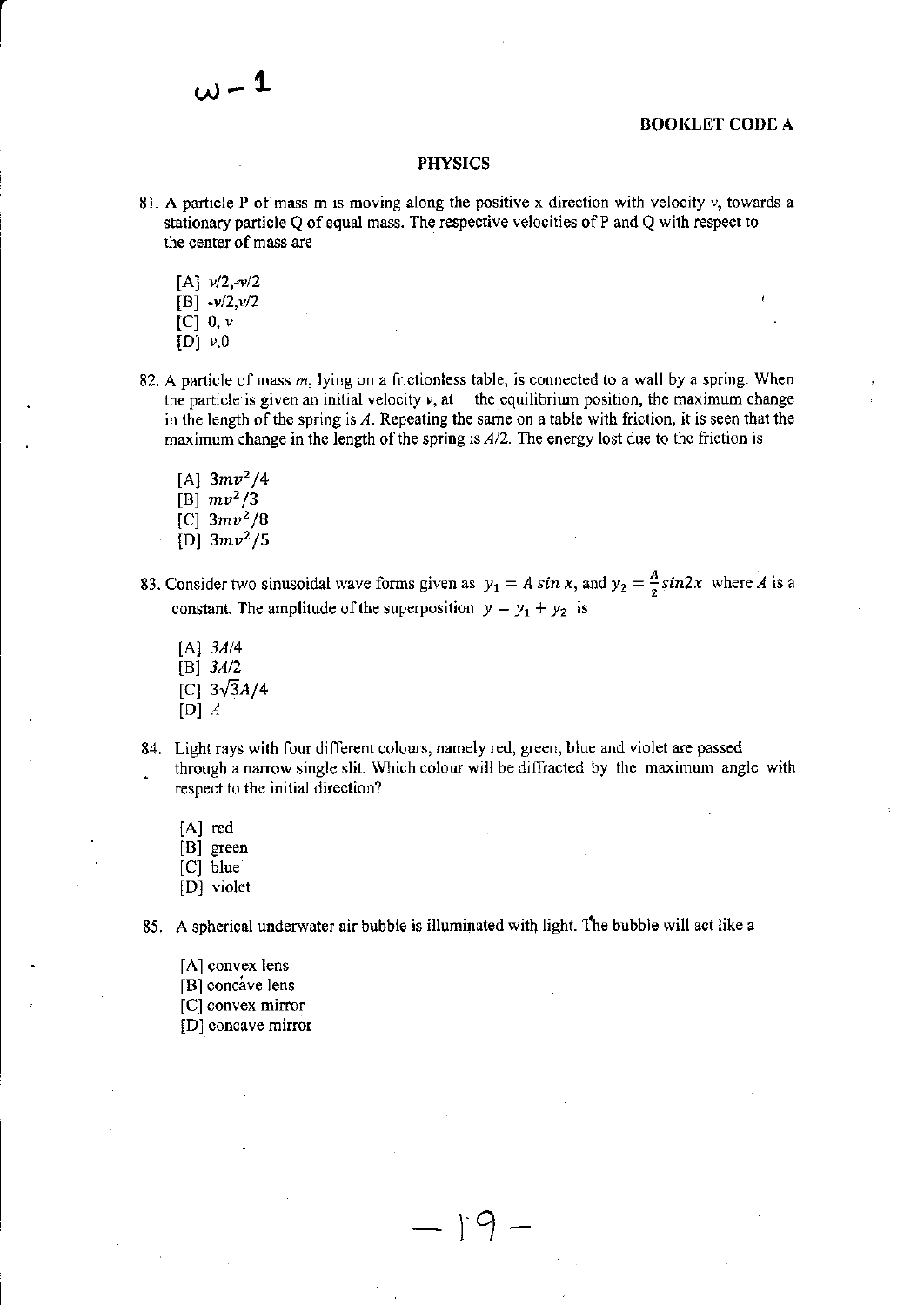ω - 1

**BOOKLET CODE A**

## PHYSICS

81. A particle P of mass m is moving along the positive x direction with velocity $v$, towards a stationary particle Q of equal mass. The respective velocities of P and Q with respect to the center of mass are

    [A] $v/2, -v/2$
    [B] $-v/2, v/2$
    [C] $0, v$
    [D] $v, 0$

82. A particle of mass $m$, lying on a frictionless table, is connected to a wall by a spring. When the particle is given an initial velocity $v$, at the equilibrium position, the maximum change in the length of the spring is $A$. Repeating the same on a table with friction, it is seen that the maximum change in the length of the spring is $A/2$. The energy lost due to the friction is

    [A] $3mv^2/4$
    [B] $mv^2/3$
    [C] $3mv^2/8$
    [D] $3mv^2/5$

83. Consider two sinusoidal wave forms given as $y_1 = A\sin x$, and $y_2 = \frac{A}{2}\sin 2x$ where $A$ is a constant. The amplitude of the superposition $y = y_1 + y_2$ is

    [A] $3A/4$
    [B] $3A/2$
    [C] $3\sqrt{3}A/4$
    [D] $A$

84. Light rays with four different colours, namely red, green, blue and violet are passed through a narrow single slit. Which colour will be diffracted by the maximum angle with respect to the initial direction?

    [A] red
    [B] green
    [C] blue
    [D] violet

85. A spherical underwater air bubble is illuminated with light. The bubble will act like a

    [A] convex lens
    [B] concave lens
    [C] convex mirror
    [D] concave mirror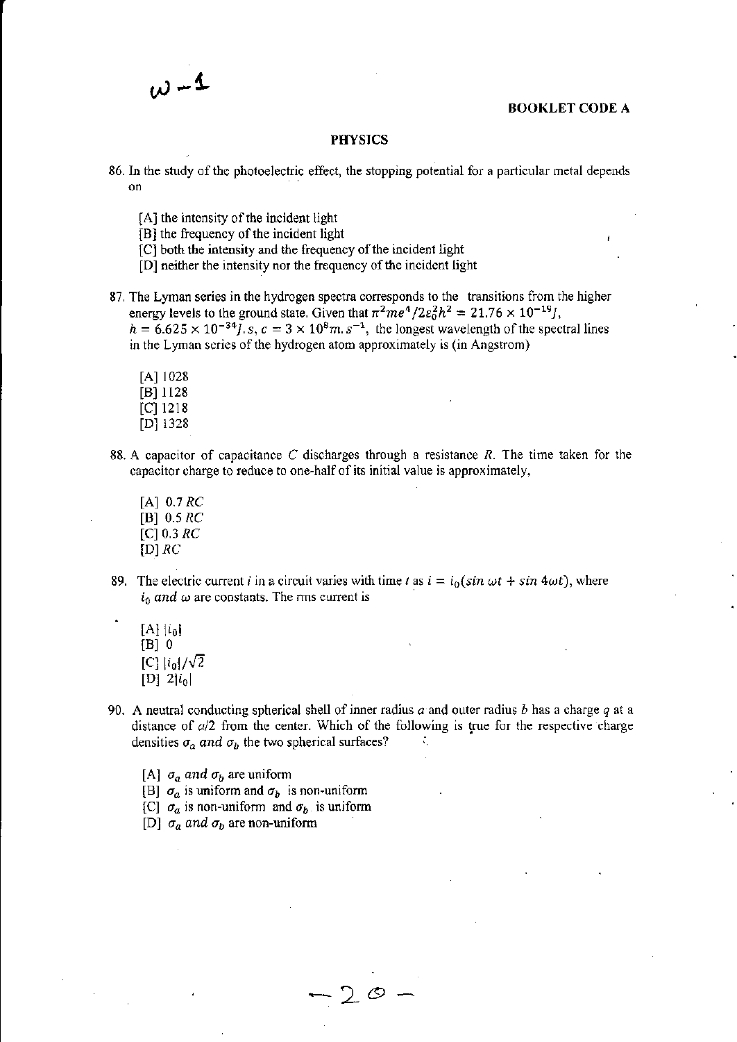ω-1

**BOOKLET CODE A**

## PHYSICS

86. In the study of the photoelectric effect, the stopping potential for a particular metal depends on

    [A] the intensity of the incident light
    [B] the frequency of the incident light
    [C] both the intensity and the frequency of the incident light
    [D] neither the intensity nor the frequency of the incident light

87. The Lyman series in the hydrogen spectra corresponds to the transitions from the higher energy levels to the ground state. Given that $\pi^2 me^4/2\varepsilon_0^2 h^2 = 21.76 \times 10^{-19} J$, $h = 6.625 \times 10^{-34} J.s$, $c = 3 \times 10^8 m.s^{-1}$, the longest wavelength of the spectral lines in the Lyman series of the hydrogen atom approximately is (in Angstrom)

    [A] 1028
    [B] 1128
    [C] 1218
    [D] 1328

88. A capacitor of capacitance $C$ discharges through a resistance $R$. The time taken for the capacitor charge to reduce to one-half of its initial value is approximately,

    [A] $0.7\,RC$
    [B] $0.5\,RC$
    [C] $0.3\,RC$
    [D] $RC$

89. The electric current $i$ in a circuit varies with time $t$ as $i = i_0(\sin \omega t + \sin 4\omega t)$, where $i_0$ and $\omega$ are constants. The rms current is

    [A] $|i_0|$
    [B] 0
    [C] $|i_0|/\sqrt{2}$
    [D] $2|i_0|$

90. A neutral conducting spherical shell of inner radius $a$ and outer radius $b$ has a charge $q$ at a distance of $a/2$ from the center. Which of the following is true for the respective charge densities $\sigma_a$ and $\sigma_b$ the two spherical surfaces?

    [A] $\sigma_a$ and $\sigma_b$ are uniform
    [B] $\sigma_a$ is uniform and $\sigma_b$ is non-uniform
    [C] $\sigma_a$ is non-uniform and $\sigma_b$ is uniform
    [D] $\sigma_a$ and $\sigma_b$ are non-uniform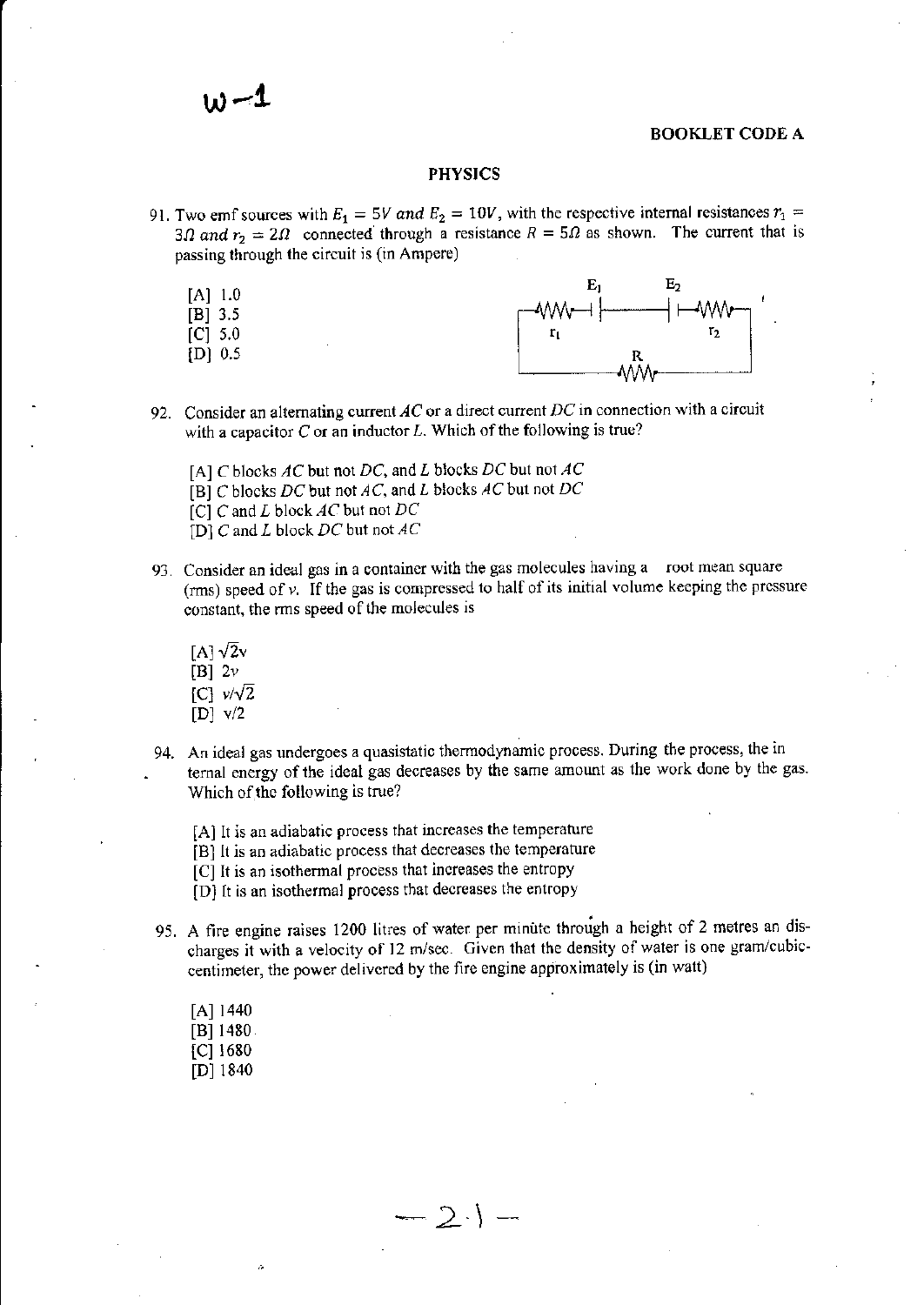w-1

**BOOKLET CODE A**

## PHYSICS

91. Two emf sources with $E_1 = 5V$ *and* $E_2 = 10V$, with the respective internal resistances $r_1 = 3\Omega$ *and* $r_2 = 2\Omega$ connected through a resistance $R = 5\Omega$ as shown. The current that is passing through the circuit is (in Ampere)

   [A] 1.0
   [B] 3.5
   [C] 5.0
   [D] 0.5

92. Consider an alternating current *AC* or a direct current *DC* in connection with a circuit with a capacitor *C* or an inductor *L*. Which of the following is true?

   [A] *C* blocks *AC* but not *DC*, and *L* blocks *DC* but not *AC*
   [B] *C* blocks *DC* but not *AC*, and *L* blocks *AC* but not *DC*
   [C] *C* and *L* block *AC* but not *DC*
   [D] *C* and *L* block *DC* but not *AC*

93. Consider an ideal gas in a container with the gas molecules having a root mean square (rms) speed of *v*. If the gas is compressed to half of its initial volume keeping the pressure constant, the rms speed of the molecules is

   [A] $\sqrt{2}v$
   [B] $2v$
   [C] $v/\sqrt{2}$
   [D] $v/2$

94. An ideal gas undergoes a quasistatic thermodynamic process. During the process, the internal energy of the ideal gas decreases by the same amount as the work done by the gas. Which of the following is true?

   [A] It is an adiabatic process that increases the temperature
   [B] It is an adiabatic process that decreases the temperature
   [C] It is an isothermal process that increases the entropy
   [D] It is an isothermal process that decreases the entropy

95. A fire engine raises 1200 litres of water per minute through a height of 2 metres an discharges it with a velocity of 12 m/sec. Given that the density of water is one gram/cubic-centimeter, the power delivered by the fire engine approximately is (in watt)

   [A] 1440
   [B] 1480
   [C] 1680
   [D] 1840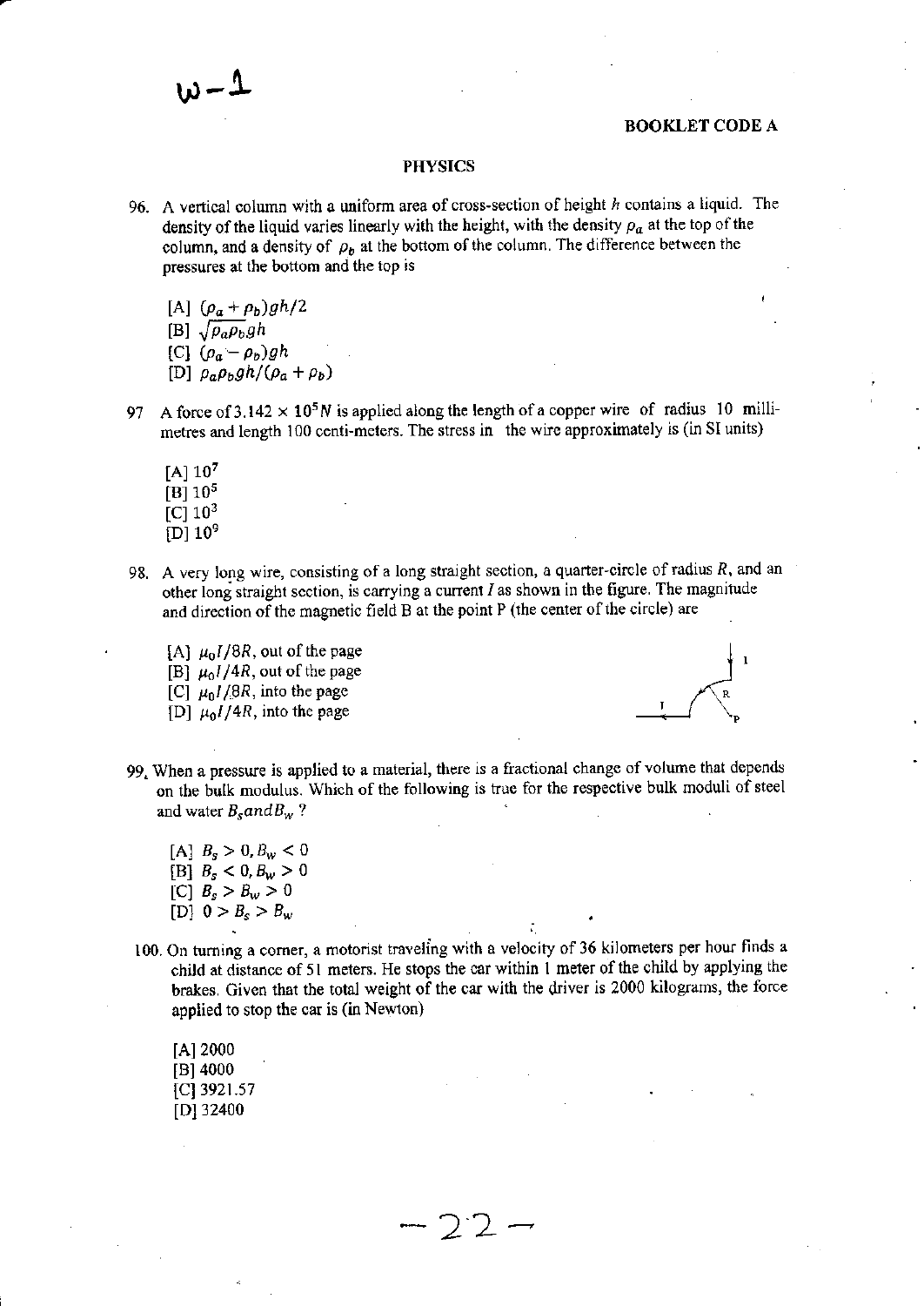w-1

**BOOKLET CODE A**

## PHYSICS

96. A vertical column with a uniform area of cross-section of height $h$ contains a liquid. The density of the liquid varies linearly with the height, with the density $\rho_a$ at the top of the column, and a density of $\rho_b$ at the bottom of the column. The difference between the pressures at the bottom and the top is

    [A] $(\rho_a + \rho_b)gh/2$
    [B] $\sqrt{\rho_a \rho_b}gh$
    [C] $(\rho_a - \rho_b)gh$
    [D] $\rho_a \rho_b gh/(\rho_a + \rho_b)$

97. A force of $3.142 \times 10^5 N$ is applied along the length of a copper wire of radius 10 milli-metres and length 100 centi-meters. The stress in the wire approximately is (in SI units)

    [A] $10^7$
    [B] $10^5$
    [C] $10^3$
    [D] $10^9$

98. A very long wire, consisting of a long straight section, a quarter-circle of radius $R$, and an other long straight section, is carrying a current $I$ as shown in the figure. The magnitude and direction of the magnetic field B at the point P (the center of the circle) are

    [A] $\mu_0 I/8R$, out of the page
    [B] $\mu_0 I/4R$, out of the page
    [C] $\mu_0 I/8R$, into the page
    [D] $\mu_0 I/4R$, into the page

I

R

I

P

99. When a pressure is applied to a material, there is a fractional change of volume that depends on the bulk modulus. Which of the following is true for the respective bulk moduli of steel and water $B_s and B_w$ ?

    [A] $B_s > 0, B_w < 0$
    [B] $B_s < 0, B_w > 0$
    [C] $B_s > B_w > 0$
    [D] $0 > B_s > B_w$

100. On turning a corner, a motorist traveling with a velocity of 36 kilometers per hour finds a child at distance of 51 meters. He stops the car within 1 meter of the child by applying the brakes. Given that the total weight of the car with the driver is 2000 kilograms, the force applied to stop the car is (in Newton)

    [A] 2000
    [B] 4000
    [C] 3921.57
    [D] 32400